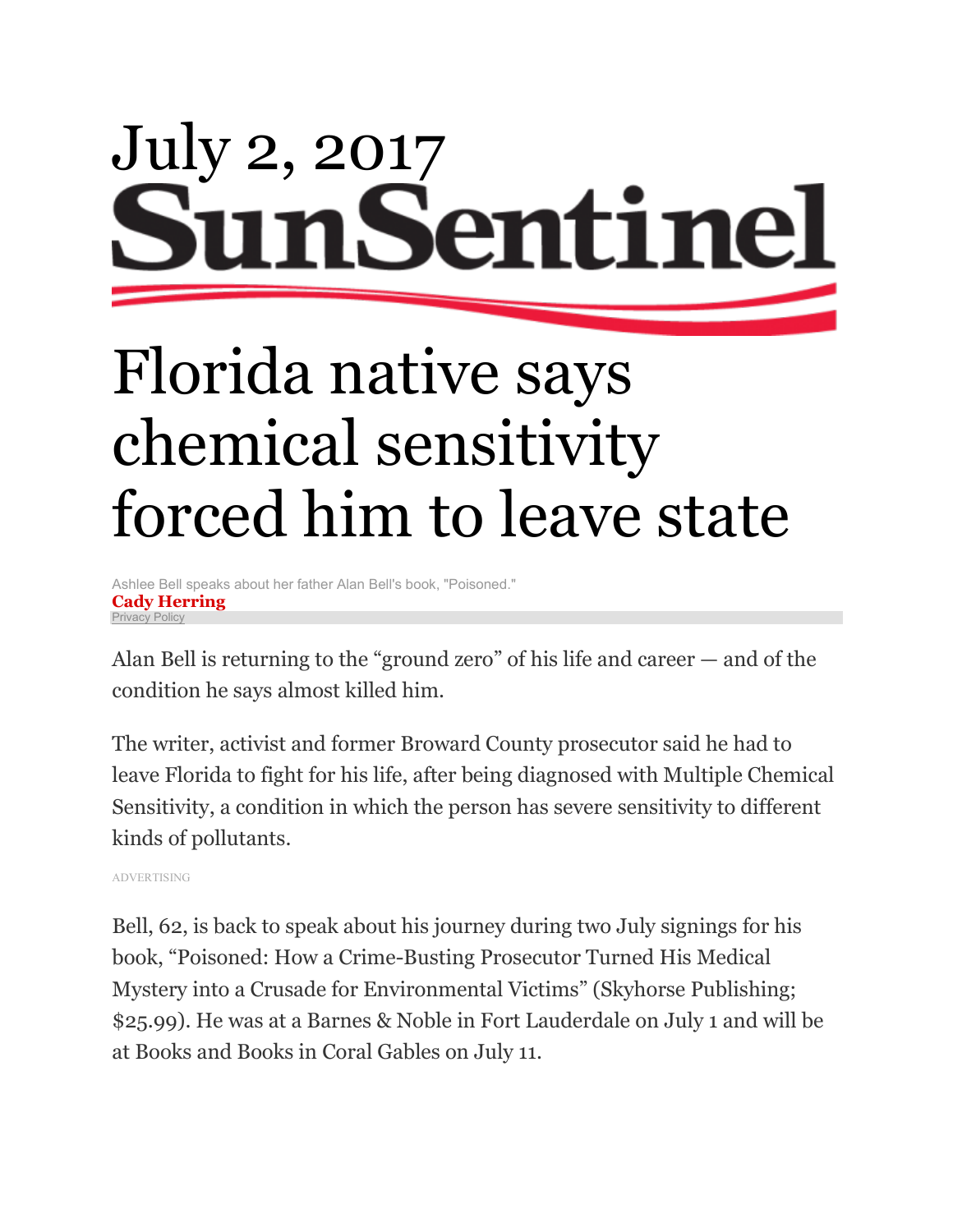July 2, 2017

Sun Sentinel

# Florida native says chemical sensitivity forced him to leave state

Ashlee Bell speaks about her father Alan Bell's book, "Poisoned."

**Cady Herring**

Privacy Policy

Alan Bell is returning to the "ground zero" of his life and career — and of the condition he says almost killed him.

The writer, activist and former Broward County prosecutor said he had to leave Florida to fight for his life, after being diagnosed with Multiple Chemical Sensitivity, a condition in which the person has severe sensitivity to different kinds of pollutants.

ADVERTISING

Bell, 62, is back to speak about his journey during two July signings for his book, "Poisoned: How a Crime-Busting Prosecutor Turned His Medical Mystery into a Crusade for Environmental Victims" (Skyhorse Publishing; $25.99). He was at a Barnes & Noble in Fort Lauderdale on July 1 and will be at Books and Books in Coral Gables on July 11.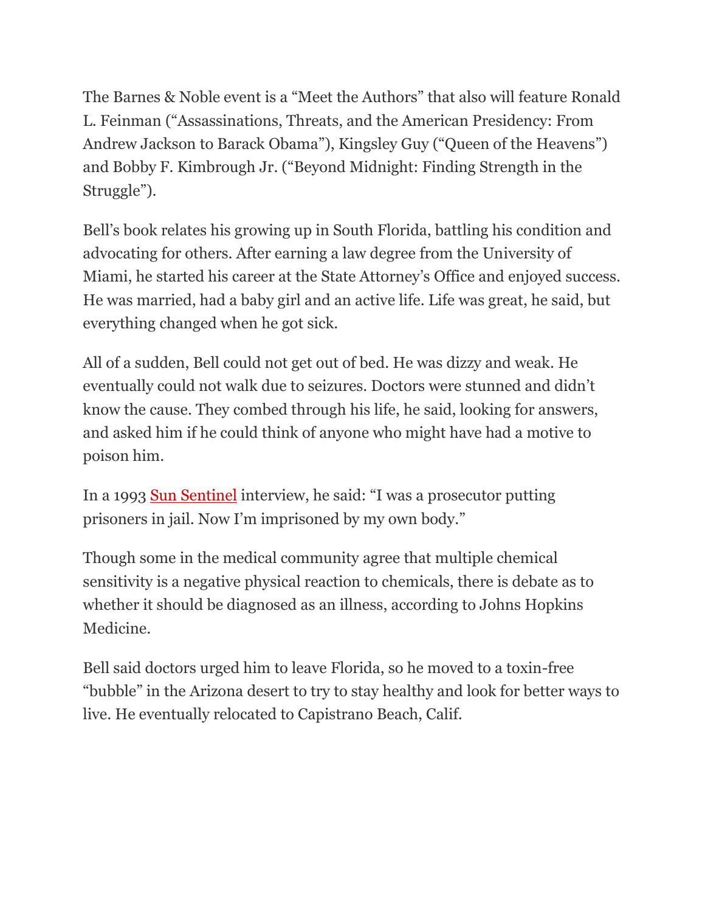The Barnes & Noble event is a "Meet the Authors" that also will feature Ronald L. Feinman ("Assassinations, Threats, and the American Presidency: From Andrew Jackson to Barack Obama"), Kingsley Guy ("Queen of the Heavens") and Bobby F. Kimbrough Jr. ("Beyond Midnight: Finding Strength in the Struggle").

Bell's book relates his growing up in South Florida, battling his condition and advocating for others. After earning a law degree from the University of Miami, he started his career at the State Attorney's Office and enjoyed success. He was married, had a baby girl and an active life. Life was great, he said, but everything changed when he got sick.

All of a sudden, Bell could not get out of bed. He was dizzy and weak. He eventually could not walk due to seizures. Doctors were stunned and didn't know the cause. They combed through his life, he said, looking for answers, and asked him if he could think of anyone who might have had a motive to poison him.

In a 1993 Sun Sentinel interview, he said: "I was a prosecutor putting prisoners in jail. Now I'm imprisoned by my own body."

Though some in the medical community agree that multiple chemical sensitivity is a negative physical reaction to chemicals, there is debate as to whether it should be diagnosed as an illness, according to Johns Hopkins Medicine.

Bell said doctors urged him to leave Florida, so he moved to a toxin-free "bubble" in the Arizona desert to try to stay healthy and look for better ways to live. He eventually relocated to Capistrano Beach, Calif.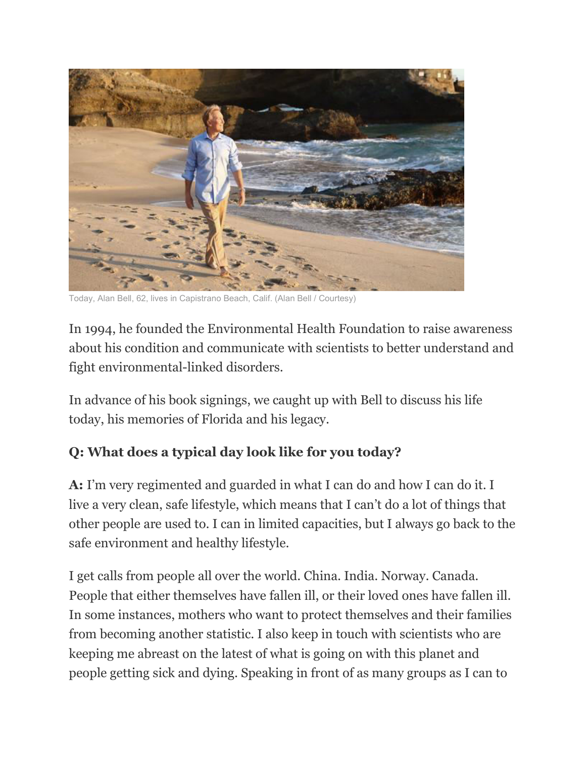Today, Alan Bell, 62, lives in Capistrano Beach, Calif. (Alan Bell / Courtesy)

In 1994, he founded the Environmental Health Foundation to raise awareness about his condition and communicate with scientists to better understand and fight environmental-linked disorders.

In advance of his book signings, we caught up with Bell to discuss his life today, his memories of Florida and his legacy.

**Q: What does a typical day look like for you today?**

**A:** I'm very regimented and guarded in what I can do and how I can do it. I live a very clean, safe lifestyle, which means that I can't do a lot of things that other people are used to. I can in limited capacities, but I always go back to the safe environment and healthy lifestyle.

I get calls from people all over the world. China. India. Norway. Canada. People that either themselves have fallen ill, or their loved ones have fallen ill. In some instances, mothers who want to protect themselves and their families from becoming another statistic. I also keep in touch with scientists who are keeping me abreast on the latest of what is going on with this planet and people getting sick and dying. Speaking in front of as many groups as I can to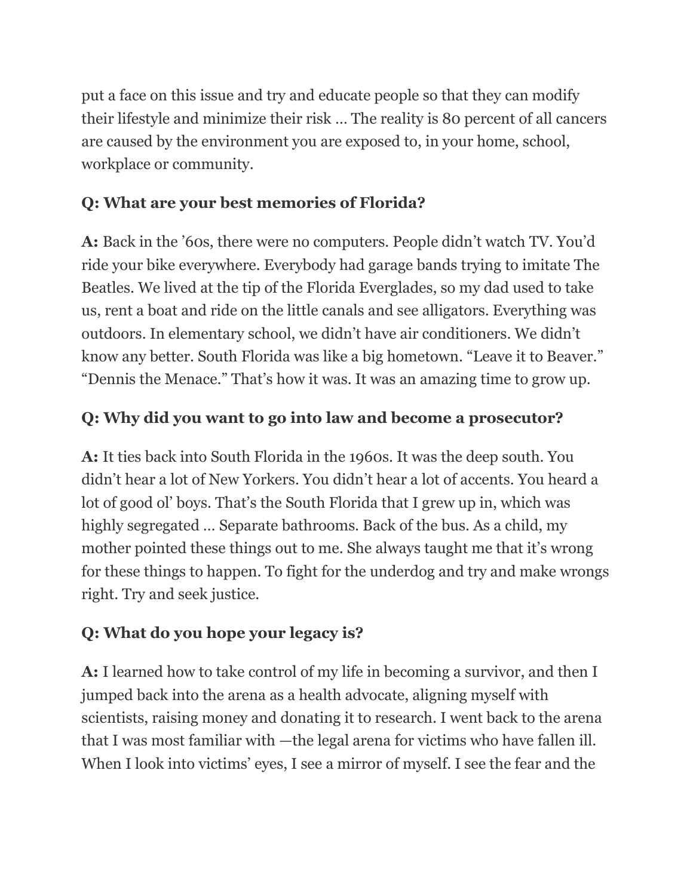put a face on this issue and try and educate people so that they can modify their lifestyle and minimize their risk … The reality is 80 percent of all cancers are caused by the environment you are exposed to, in your home, school, workplace or community.

**Q: What are your best memories of Florida?**

**A:** Back in the '60s, there were no computers. People didn't watch TV. You'd ride your bike everywhere. Everybody had garage bands trying to imitate The Beatles. We lived at the tip of the Florida Everglades, so my dad used to take us, rent a boat and ride on the little canals and see alligators. Everything was outdoors. In elementary school, we didn't have air conditioners. We didn't know any better. South Florida was like a big hometown. "Leave it to Beaver." "Dennis the Menace." That's how it was. It was an amazing time to grow up.

**Q: Why did you want to go into law and become a prosecutor?**

**A:** It ties back into South Florida in the 1960s. It was the deep south. You didn't hear a lot of New Yorkers. You didn't hear a lot of accents. You heard a lot of good ol' boys. That's the South Florida that I grew up in, which was highly segregated … Separate bathrooms. Back of the bus. As a child, my mother pointed these things out to me. She always taught me that it's wrong for these things to happen. To fight for the underdog and try and make wrongs right. Try and seek justice.

**Q: What do you hope your legacy is?**

**A:** I learned how to take control of my life in becoming a survivor, and then I jumped back into the arena as a health advocate, aligning myself with scientists, raising money and donating it to research. I went back to the arena that I was most familiar with —the legal arena for victims who have fallen ill. When I look into victims' eyes, I see a mirror of myself. I see the fear and the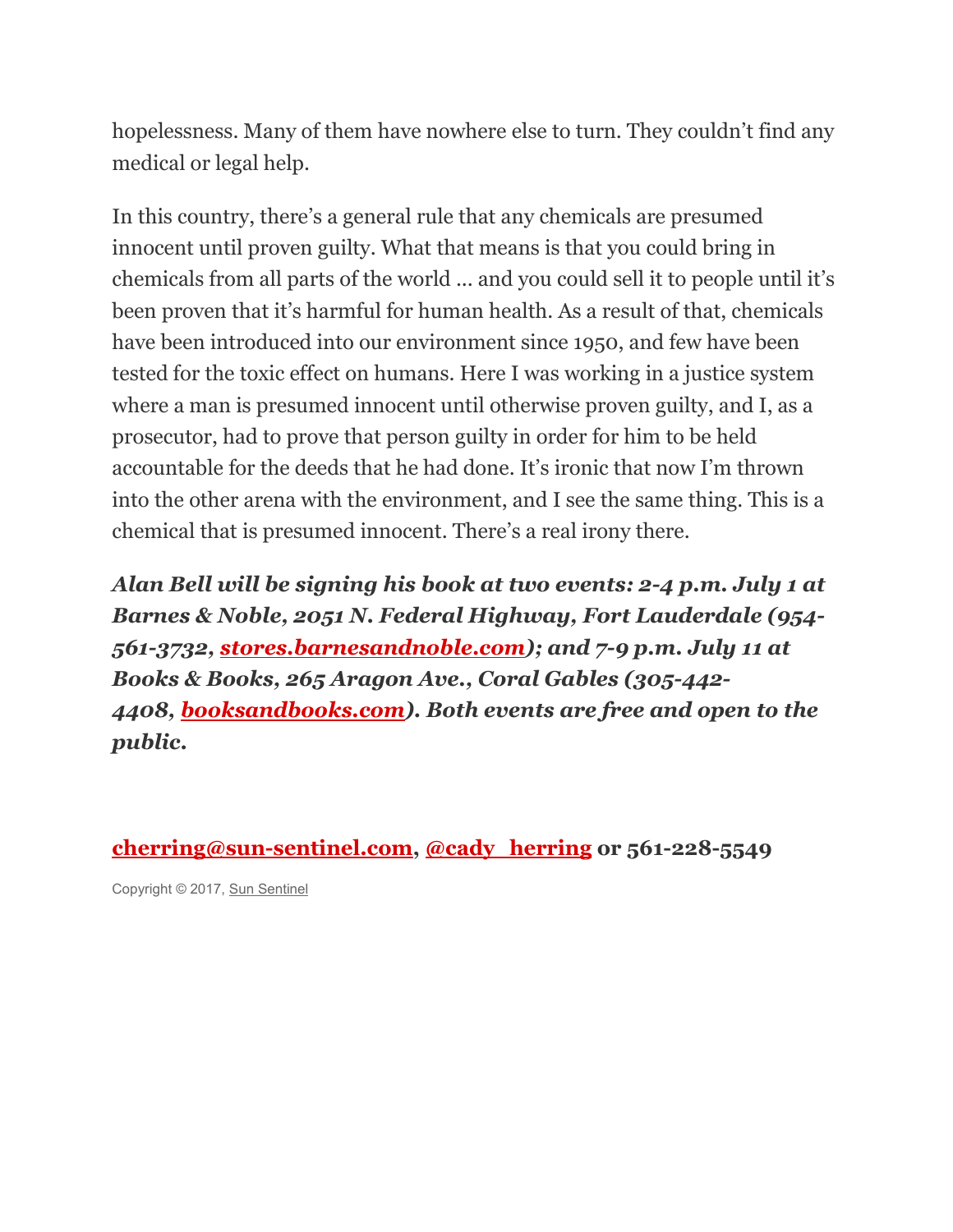hopelessness. Many of them have nowhere else to turn. They couldn't find any medical or legal help.

In this country, there's a general rule that any chemicals are presumed innocent until proven guilty. What that means is that you could bring in chemicals from all parts of the world … and you could sell it to people until it's been proven that it's harmful for human health. As a result of that, chemicals have been introduced into our environment since 1950, and few have been tested for the toxic effect on humans. Here I was working in a justice system where a man is presumed innocent until otherwise proven guilty, and I, as a prosecutor, had to prove that person guilty in order for him to be held accountable for the deeds that he had done. It's ironic that now I'm thrown into the other arena with the environment, and I see the same thing. This is a chemical that is presumed innocent. There's a real irony there.

***Alan Bell will be signing his book at two events: 2-4 p.m. July 1 at Barnes & Noble, 2051 N. Federal Highway, Fort Lauderdale (954-561-3732, stores.barnesandnoble.com); and 7-9 p.m. July 11 at Books & Books, 265 Aragon Ave., Coral Gables (305-442-4408, booksandbooks.com). Both events are free and open to the public.***

**cherring@sun-sentinel.com, @cady_herring or 561-228-5549**

Copyright © 2017, Sun Sentinel